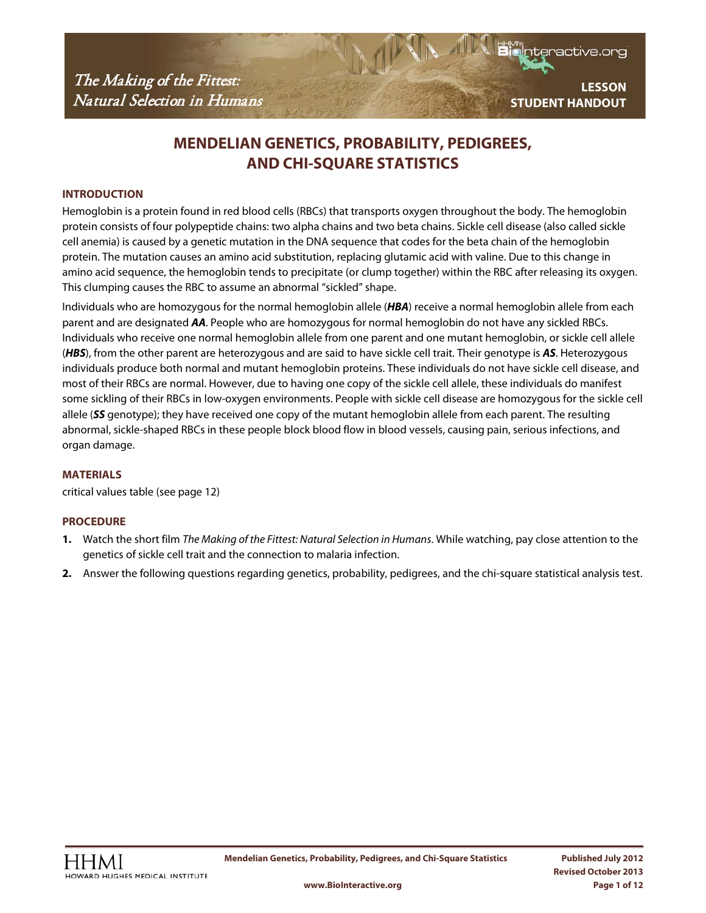# MENDELIAN GENETICS, PROBABILITY, PEDIGREES, AND CHI-SQUARE STATISTICS

## INTRODUCTION

Hemoglobin is a protein found in red blood cells (RBCs) that transports oxygen throughout the body. The hemoglobin protein consists of four polypeptide chains: two alpha chains and two beta chains. Sickle cell disease (also called sickle cell anemia) is caused by a genetic mutation in the DNA sequence that codes for the beta chain of the hemoglobin protein. The mutation causes an amino acid substitution, replacing glutamic acid with valine. Due to this change in amino acid sequence, the hemoglobin tends to precipitate (or clump together) within the RBC after releasing its oxygen. This clumping causes the RBC to assume an abnormal "sickled" shape.

Individuals who are homozygous for the normal hemoglobin allele (***HBA***) receive a normal hemoglobin allele from each parent and are designated ***AA***. People who are homozygous for normal hemoglobin do not have any sickled RBCs. Individuals who receive one normal hemoglobin allele from one parent and one mutant hemoglobin, or sickle cell allele (***HBS***), from the other parent are heterozygous and are said to have sickle cell trait. Their genotype is ***AS***. Heterozygous individuals produce both normal and mutant hemoglobin proteins. These individuals do not have sickle cell disease, and most of their RBCs are normal. However, due to having one copy of the sickle cell allele, these individuals do manifest some sickling of their RBCs in low-oxygen environments. People with sickle cell disease are homozygous for the sickle cell allele (***SS*** genotype); they have received one copy of the mutant hemoglobin allele from each parent. The resulting abnormal, sickle-shaped RBCs in these people block blood flow in blood vessels, causing pain, serious infections, and organ damage.

## MATERIALS

critical values table (see page 12)

## PROCEDURE

1. Watch the short film *The Making of the Fittest: Natural Selection in Humans*. While watching, pay close attention to the genetics of sickle cell trait and the connection to malaria infection.
2. Answer the following questions regarding genetics, probability, pedigrees, and the chi-square statistical analysis test.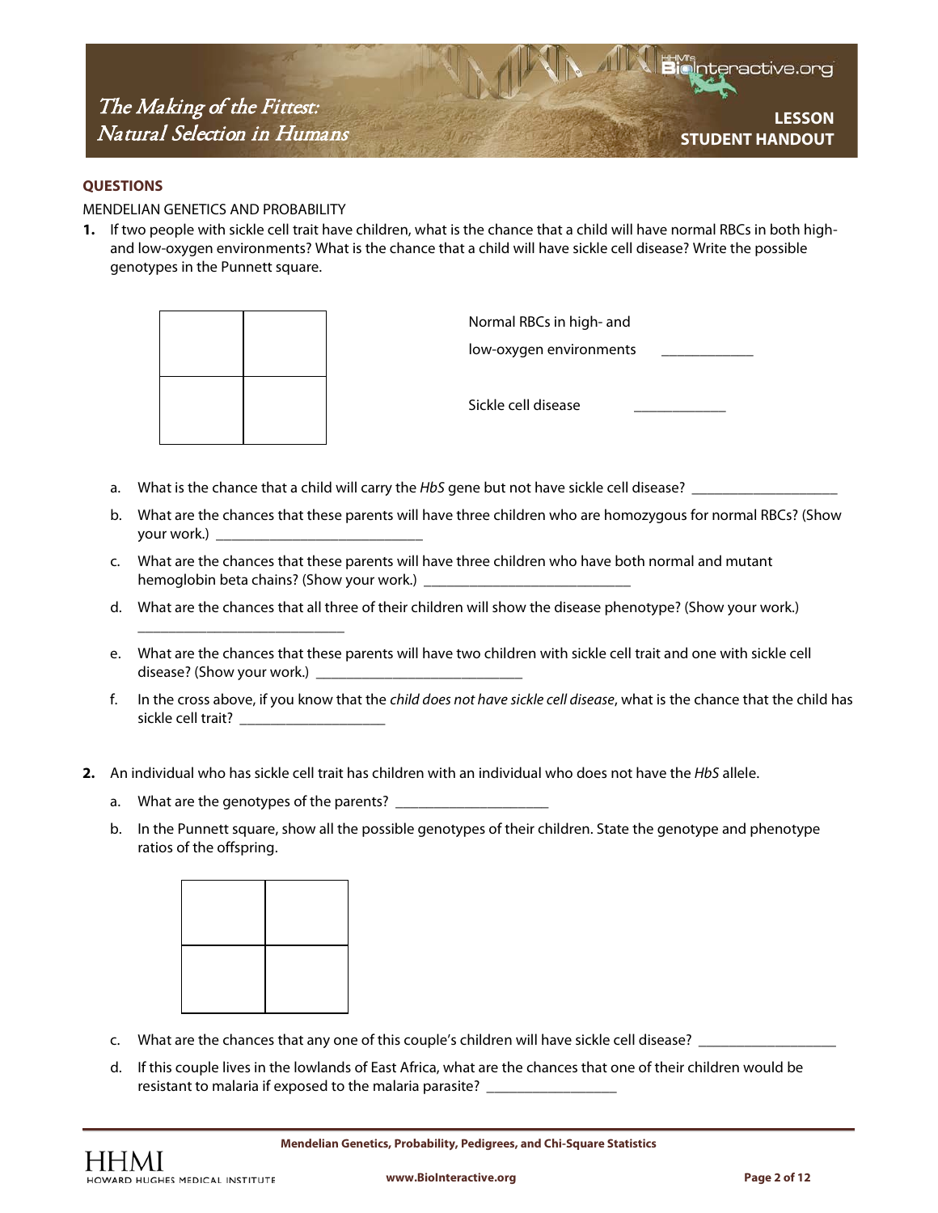## QUESTIONS

MENDELIAN GENETICS AND PROBABILITY

**1.** If two people with sickle cell trait have children, what is the chance that a child will have normal RBCs in both high- and low-oxygen environments? What is the chance that a child will have sickle cell disease? Write the possible genotypes in the Punnett square.

| | |
|---|---|
| | |
| | |

Normal RBCs in high- and low-oxygen environments ____________

Sickle cell disease ____________

a. What is the chance that a child will carry the *HbS* gene but not have sickle cell disease? ___________________

b. What are the chances that these parents will have three children who are homozygous for normal RBCs? (Show your work.) ___________________________

c. What are the chances that these parents will have three children who have both normal and mutant hemoglobin beta chains? (Show your work.) ___________________________

d. What are the chances that all three of their children will show the disease phenotype? (Show your work.) ___________________________

e. What are the chances that these parents will have two children with sickle cell trait and one with sickle cell disease? (Show your work.) ___________________________

f. In the cross above, if you know that the *child does not have sickle cell disease*, what is the chance that the child has sickle cell trait? ___________________

**2.** An individual who has sickle cell trait has children with an individual who does not have the *HbS* allele.

a. What are the genotypes of the parents? ____________________

b. In the Punnett square, show all the possible genotypes of their children. State the genotype and phenotype ratios of the offspring.

| | |
|---|---|
| | |
| | |

c. What are the chances that any one of this couple's children will have sickle cell disease? __________________

d. If this couple lives in the lowlands of East Africa, what are the chances that one of their children would be resistant to malaria if exposed to the malaria parasite? _________________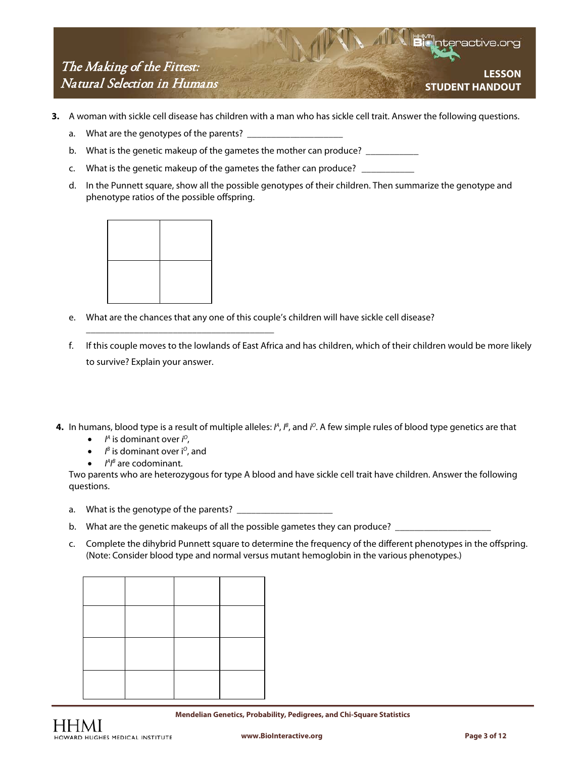3. A woman with sickle cell disease has children with a man who has sickle cell trait. Answer the following questions.

   a. What are the genotypes of the parents? ____________________

   b. What is the genetic makeup of the gametes the mother can produce? ___________

   c. What is the genetic makeup of the gametes the father can produce? ___________

   d. In the Punnett square, show all the possible genotypes of their children. Then summarize the genotype and phenotype ratios of the possible offspring.

| | |
|---|---|
| | |
| | |

   e. What are the chances that any one of this couple's children will have sickle cell disease?
   ________________________________________

   f. If this couple moves to the lowlands of East Africa and has children, which of their children would be more likely to survive? Explain your answer.

4. In humans, blood type is a result of multiple alleles: $I^A$, $I^B$, and $i^O$. A few simple rules of blood type genetics are that

   - $I^A$ is dominant over $i^O$,
   - $I^B$ is dominant over $i^O$, and
   - $I^A I^B$ are codominant.

   Two parents who are heterozygous for type A blood and have sickle cell trait have children. Answer the following questions.

   a. What is the genotype of the parents? ____________________

   b. What are the genetic makeups of all the possible gametes they can produce? ____________________

   c. Complete the dihybrid Punnett square to determine the frequency of the different phenotypes in the offspring. (Note: Consider blood type and normal versus mutant hemoglobin in the various phenotypes.)

| | | | |
|---|---|---|---|
| | | | |
| | | | |
| | | | |
| | | | |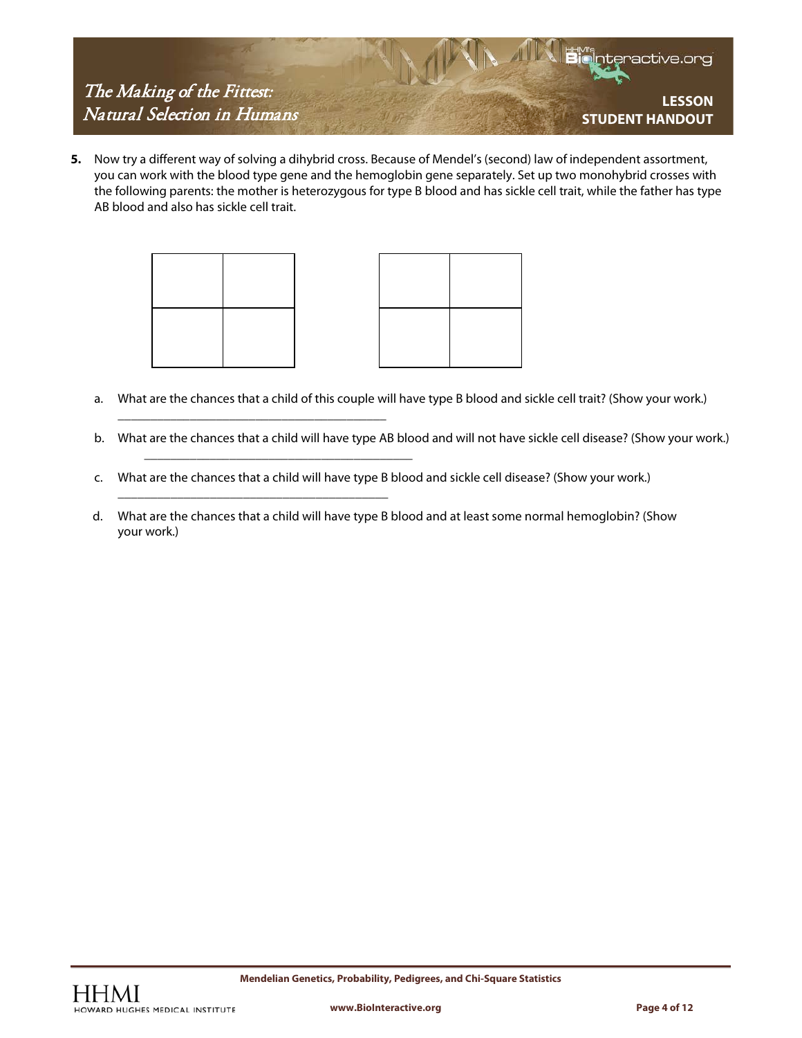5. Now try a different way of solving a dihybrid cross. Because of Mendel's (second) law of independent assortment, you can work with the blood type gene and the hemoglobin gene separately. Set up two monohybrid crosses with the following parents: the mother is heterozygous for type B blood and has sickle cell trait, while the father has type AB blood and also has sickle cell trait.

| | |
|---|---|
| | |
| | |

| | |
|---|---|
| | |
| | |

a. What are the chances that a child of this couple will have type B blood and sickle cell trait? (Show your work.)

______________________________________

b. What are the chances that a child will have type AB blood and will not have sickle cell disease? (Show your work.)

______________________________________

c. What are the chances that a child will have type B blood and sickle cell disease? (Show your work.)

______________________________________

d. What are the chances that a child will have type B blood and at least some normal hemoglobin? (Show your work.)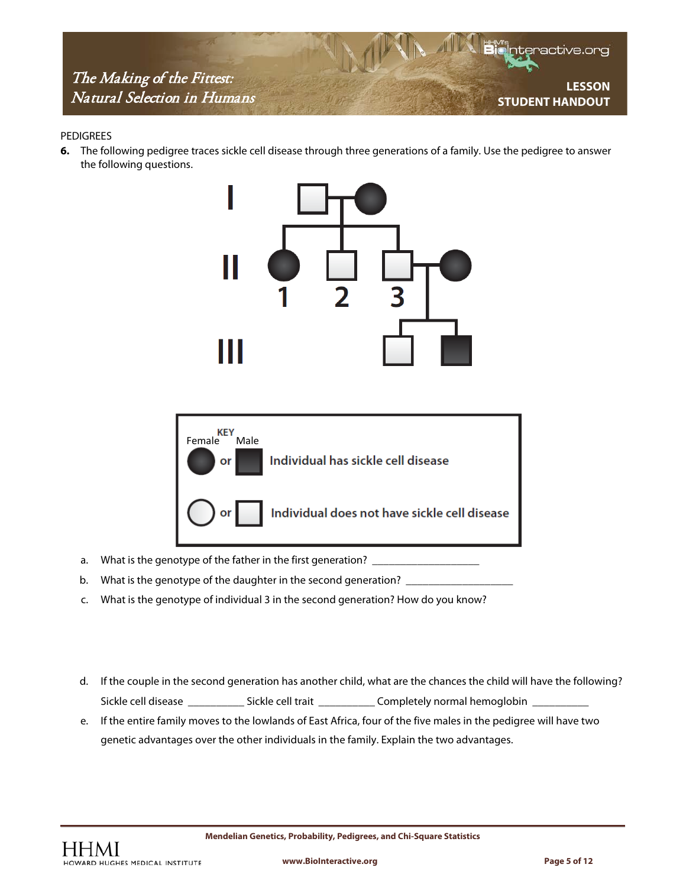PEDIGREES

**6.** The following pedigree traces sickle cell disease through three generations of a family. Use the pedigree to answer the following questions.

I

II

1 2 3

III

KEY

Female Male

or Individual has sickle cell disease

or Individual does not have sickle cell disease

a. What is the genotype of the father in the first generation? ____________________

b. What is the genotype of the daughter in the second generation? ____________________

c. What is the genotype of individual 3 in the second generation? How do you know?

d. If the couple in the second generation has another child, what are the chances the child will have the following?

Sickle cell disease __________ Sickle cell trait __________ Completely normal hemoglobin __________

e. If the entire family moves to the lowlands of East Africa, four of the five males in the pedigree will have two genetic advantages over the other individuals in the family. Explain the two advantages.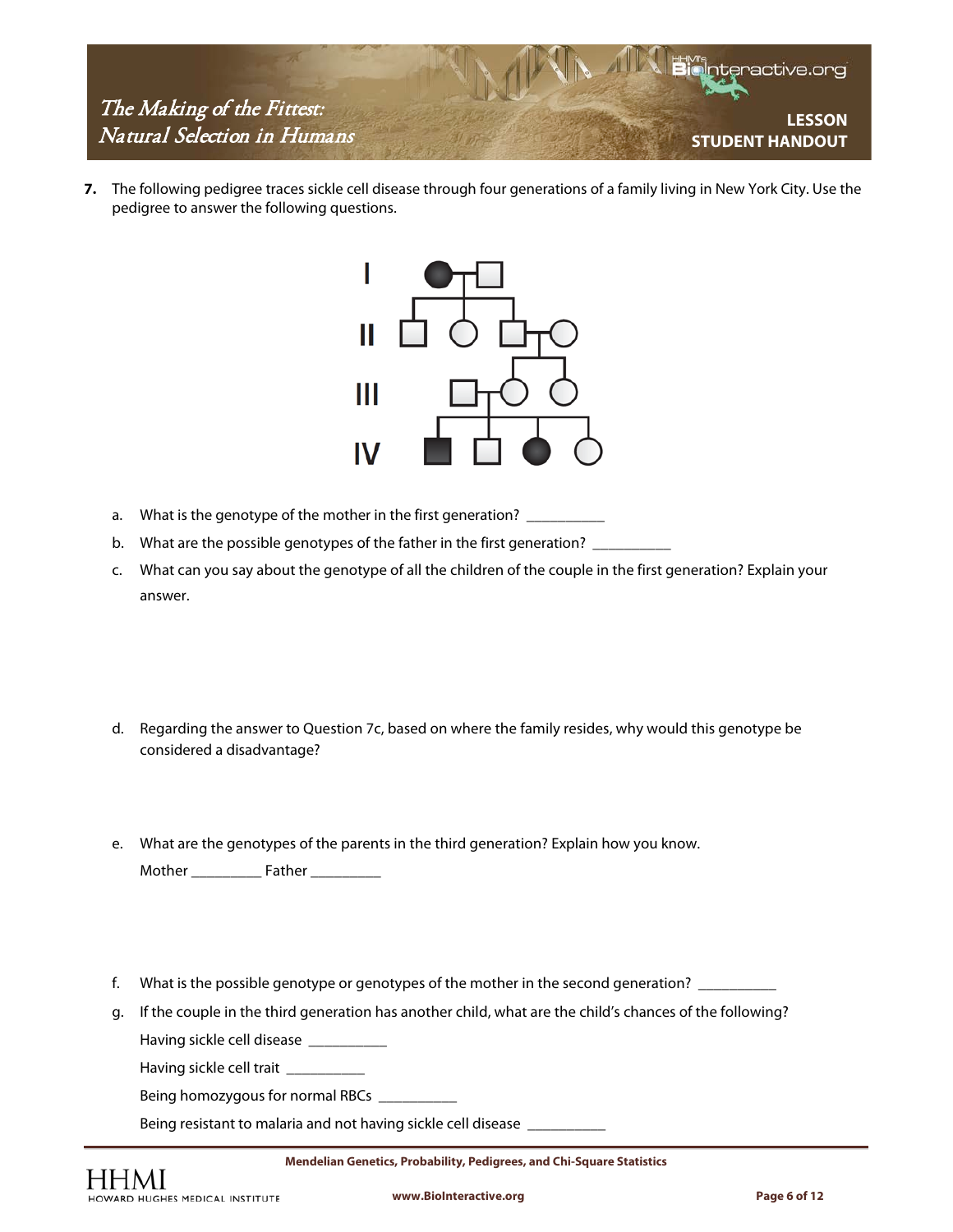7. The following pedigree traces sickle cell disease through four generations of a family living in New York City. Use the pedigree to answer the following questions.

a. What is the genotype of the mother in the first generation? __________

b. What are the possible genotypes of the father in the first generation? __________

c. What can you say about the genotype of all the children of the couple in the first generation? Explain your answer.

d. Regarding the answer to Question 7c, based on where the family resides, why would this genotype be considered a disadvantage?

e. What are the genotypes of the parents in the third generation? Explain how you know.

Mother _________ Father _________

f. What is the possible genotype or genotypes of the mother in the second generation? __________

g. If the couple in the third generation has another child, what are the child's chances of the following?

Having sickle cell disease __________

Having sickle cell trait __________

Being homozygous for normal RBCs __________

Being resistant to malaria and not having sickle cell disease __________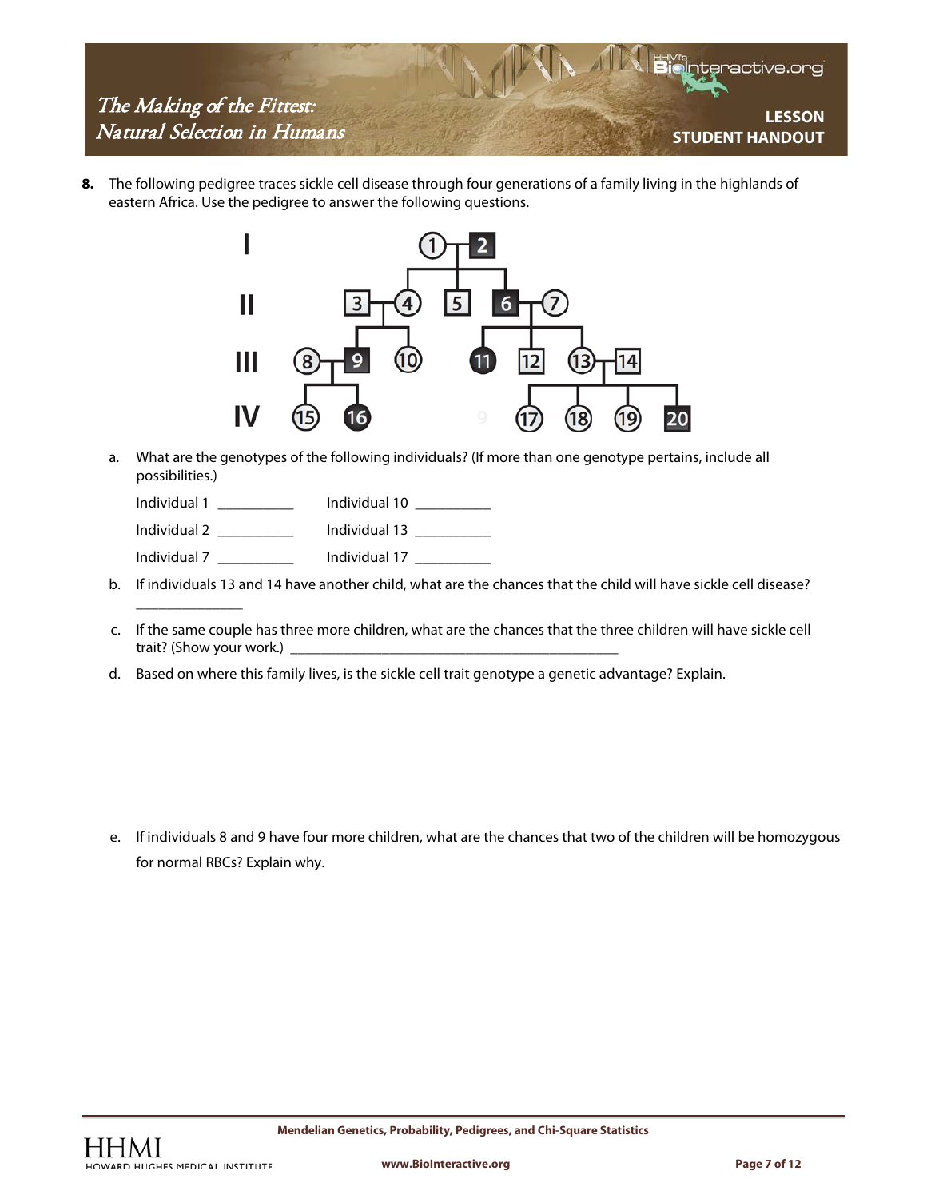**8.** The following pedigree traces sickle cell disease through four generations of a family living in the highlands of eastern Africa. Use the pedigree to answer the following questions.

a. What are the genotypes of the following individuals? (If more than one genotype pertains, include all possibilities.)

| | |
|---|---|
| Individual 1 __________ | Individual 10 __________ |
| Individual 2 __________ | Individual 13 __________ |
| Individual 7 __________ | Individual 17 __________ |

b. If individuals 13 and 14 have another child, what are the chances that the child will have sickle cell disease? _______________

c. If the same couple has three more children, what are the chances that the three children will have sickle cell trait? (Show your work.) _______________________________________________

d. Based on where this family lives, is the sickle cell trait genotype a genetic advantage? Explain.

e. If individuals 8 and 9 have four more children, what are the chances that two of the children will be homozygous for normal RBCs? Explain why.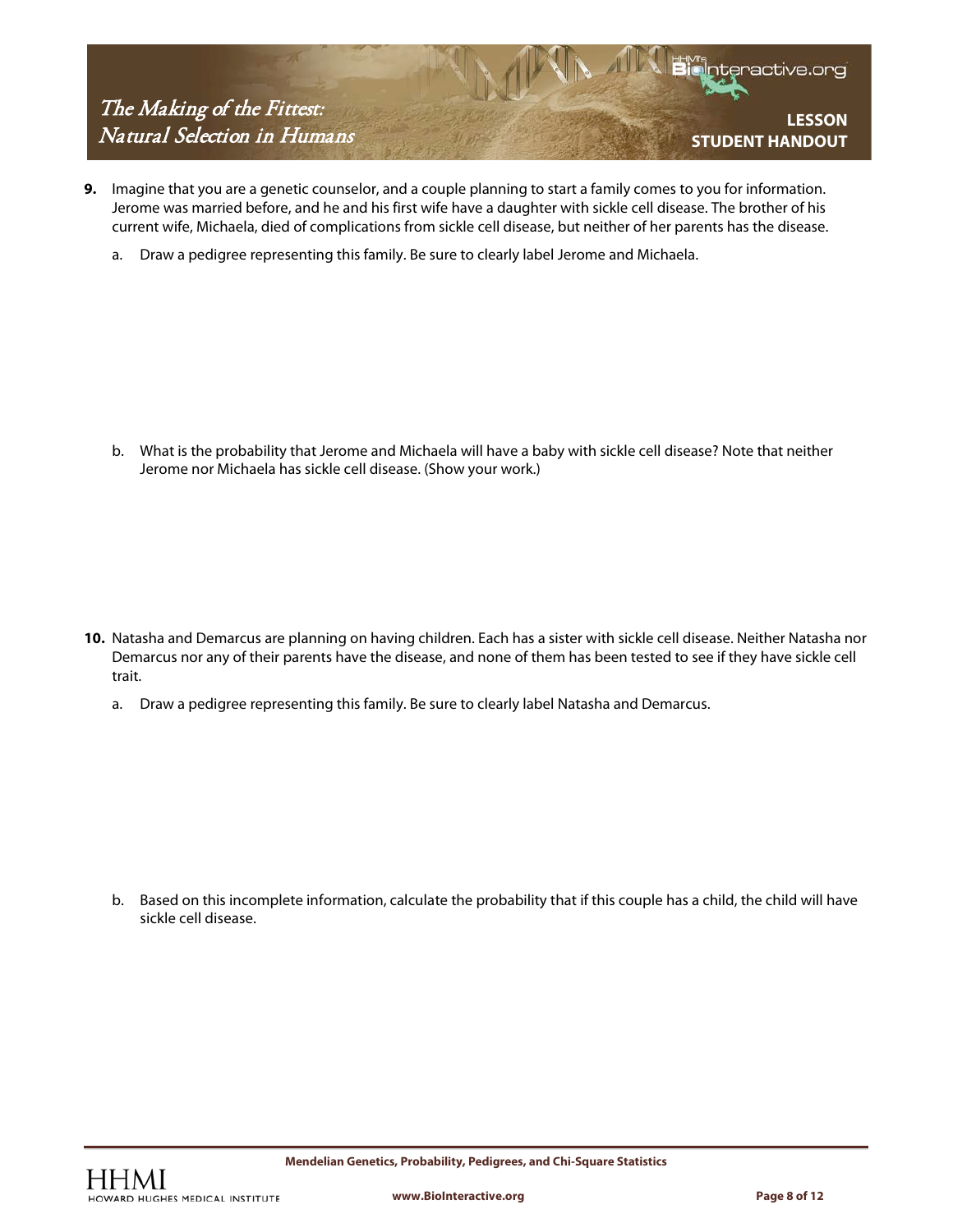**9.** Imagine that you are a genetic counselor, and a couple planning to start a family comes to you for information. Jerome was married before, and he and his first wife have a daughter with sickle cell disease. The brother of his current wife, Michaela, died of complications from sickle cell disease, but neither of her parents has the disease.

   a. Draw a pedigree representing this family. Be sure to clearly label Jerome and Michaela.

   b. What is the probability that Jerome and Michaela will have a baby with sickle cell disease? Note that neither Jerome nor Michaela has sickle cell disease. (Show your work.)

**10.** Natasha and Demarcus are planning on having children. Each has a sister with sickle cell disease. Neither Natasha nor Demarcus nor any of their parents have the disease, and none of them has been tested to see if they have sickle cell trait.

   a. Draw a pedigree representing this family. Be sure to clearly label Natasha and Demarcus.

   b. Based on this incomplete information, calculate the probability that if this couple has a child, the child will have sickle cell disease.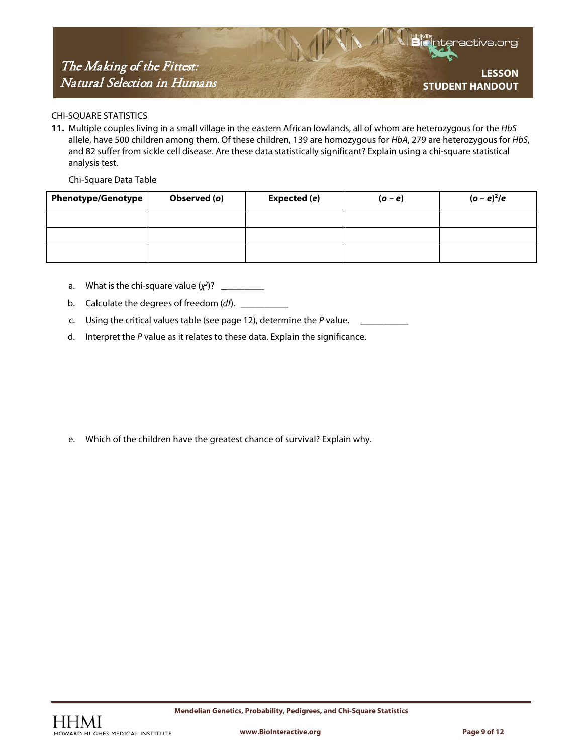CHI-SQUARE STATISTICS

**11.** Multiple couples living in a small village in the eastern African lowlands, all of whom are heterozygous for the *HbS* allele, have 500 children among them. Of these children, 139 are homozygous for *HbA*, 279 are heterozygous for *HbS*, and 82 suffer from sickle cell disease. Are these data statistically significant? Explain using a chi-square statistical analysis test.

Chi-Square Data Table

| Phenotype/Genotype | Observed (*o*) | Expected (*e*) | (*o* – *e*) | $(o - e)^2/e$ |
|---|---|---|---|---|
| | | | | |
| | | | | |
| | | | | |

a. What is the chi-square value ($\chi^2$)? __________

b. Calculate the degrees of freedom (*df*). __________

c. Using the critical values table (see page 12), determine the *P* value. __________

d. Interpret the *P* value as it relates to these data. Explain the significance.

e. Which of the children have the greatest chance of survival? Explain why.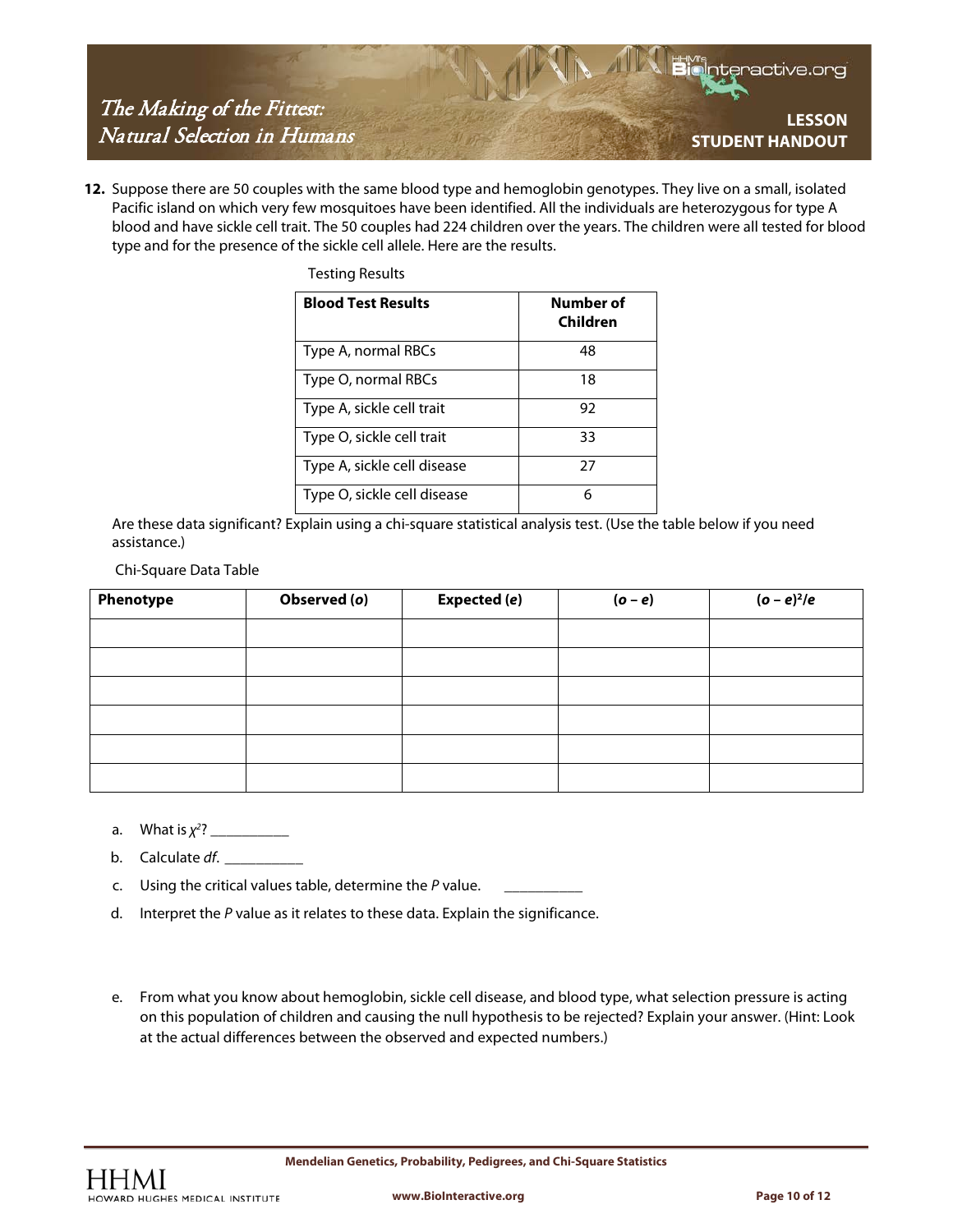**12.** Suppose there are 50 couples with the same blood type and hemoglobin genotypes. They live on a small, isolated Pacific island on which very few mosquitoes have been identified. All the individuals are heterozygous for type A blood and have sickle cell trait. The 50 couples had 224 children over the years. The children were all tested for blood type and for the presence of the sickle cell allele. Here are the results.

Testing Results

| **Blood Test Results** | **Number of Children** |
|---|---|
| Type A, normal RBCs | 48 |
| Type O, normal RBCs | 18 |
| Type A, sickle cell trait | 92 |
| Type O, sickle cell trait | 33 |
| Type A, sickle cell disease | 27 |
| Type O, sickle cell disease | 6 |

Are these data significant? Explain using a chi-square statistical analysis test. (Use the table below if you need assistance.)

Chi-Square Data Table

| **Phenotype** | **Observed (*o*)** | **Expected (*e*)** | **(*o* – *e*)** | **$(o - e)^2/e$** |
|---|---|---|---|---|
| | | | | |
| | | | | |
| | | | | |
| | | | | |
| | | | | |
| | | | | |

a. What is $\chi^2$? \_\_\_\_\_\_\_\_\_\_

b. Calculate *df*. \_\_\_\_\_\_\_\_\_\_

c. Using the critical values table, determine the *P* value. \_\_\_\_\_\_\_\_\_\_

d. Interpret the *P* value as it relates to these data. Explain the significance.

e. From what you know about hemoglobin, sickle cell disease, and blood type, what selection pressure is acting on this population of children and causing the null hypothesis to be rejected? Explain your answer. (Hint: Look at the actual differences between the observed and expected numbers.)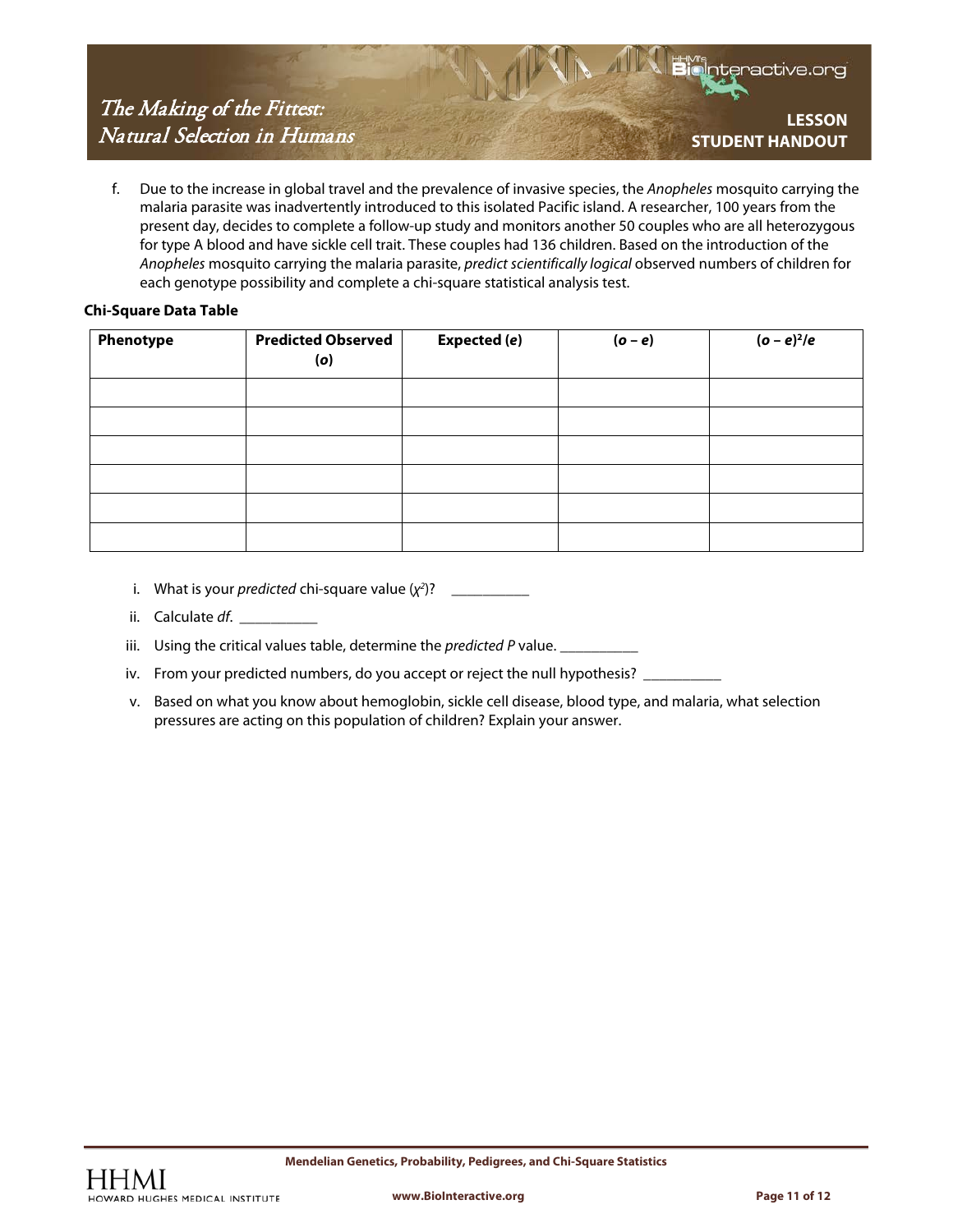f. Due to the increase in global travel and the prevalence of invasive species, the *Anopheles* mosquito carrying the malaria parasite was inadvertently introduced to this isolated Pacific island. A researcher, 100 years from the present day, decides to complete a follow-up study and monitors another 50 couples who are all heterozygous for type A blood and have sickle cell trait. These couples had 136 children. Based on the introduction of the *Anopheles* mosquito carrying the malaria parasite, *predict scientifically logical* observed numbers of children for each genotype possibility and complete a chi-square statistical analysis test.

**Chi-Square Data Table**

| Phenotype | Predicted Observed (*o*) | Expected (*e*) | (*o* – *e*) | $(o - e)^2/e$ |
|---|---|---|---|---|
| | | | | |
| | | | | |
| | | | | |
| | | | | |
| | | | | |
| | | | | |

i. What is your *predicted* chi-square value ($\chi^2$)? __________

ii. Calculate *df*. __________

iii. Using the critical values table, determine the *predicted P* value. __________

iv. From your predicted numbers, do you accept or reject the null hypothesis? __________

v. Based on what you know about hemoglobin, sickle cell disease, blood type, and malaria, what selection pressures are acting on this population of children? Explain your answer.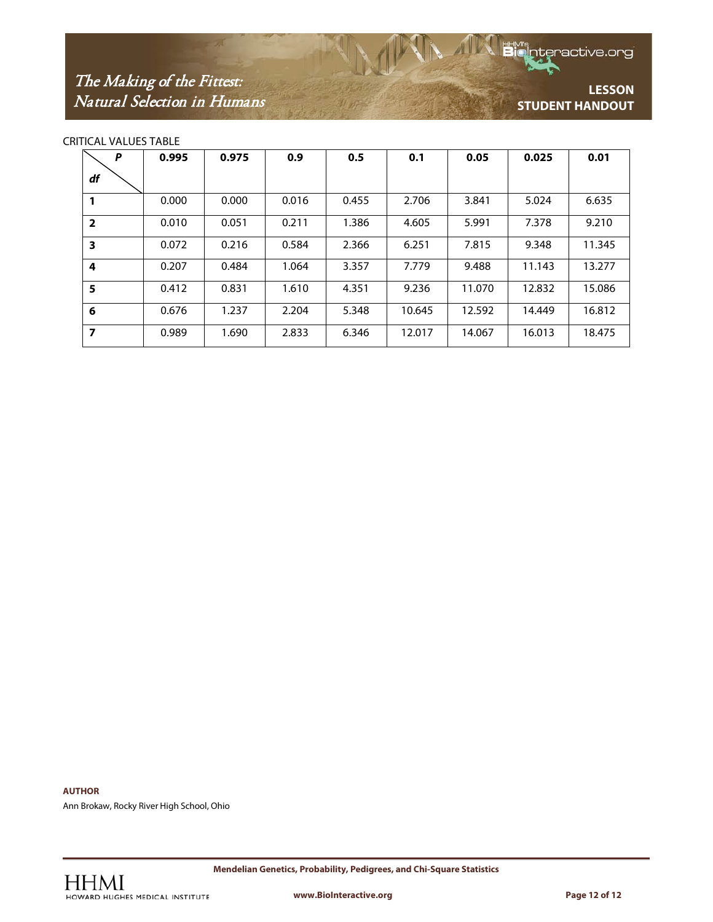CRITICAL VALUES TABLE

| df \ P | 0.995 | 0.975 | 0.9 | 0.5 | 0.1 | 0.05 | 0.025 | 0.01 |
|---|---|---|---|---|---|---|---|---|
| **1** | 0.000 | 0.000 | 0.016 | 0.455 | 2.706 | 3.841 | 5.024 | 6.635 |
| **2** | 0.010 | 0.051 | 0.211 | 1.386 | 4.605 | 5.991 | 7.378 | 9.210 |
| **3** | 0.072 | 0.216 | 0.584 | 2.366 | 6.251 | 7.815 | 9.348 | 11.345 |
| **4** | 0.207 | 0.484 | 1.064 | 3.357 | 7.779 | 9.488 | 11.143 | 13.277 |
| **5** | 0.412 | 0.831 | 1.610 | 4.351 | 9.236 | 11.070 | 12.832 | 15.086 |
| **6** | 0.676 | 1.237 | 2.204 | 5.348 | 10.645 | 12.592 | 14.449 | 16.812 |
| **7** | 0.989 | 1.690 | 2.833 | 6.346 | 12.017 | 14.067 | 16.013 | 18.475 |

**AUTHOR**

Ann Brokaw, Rocky River High School, Ohio